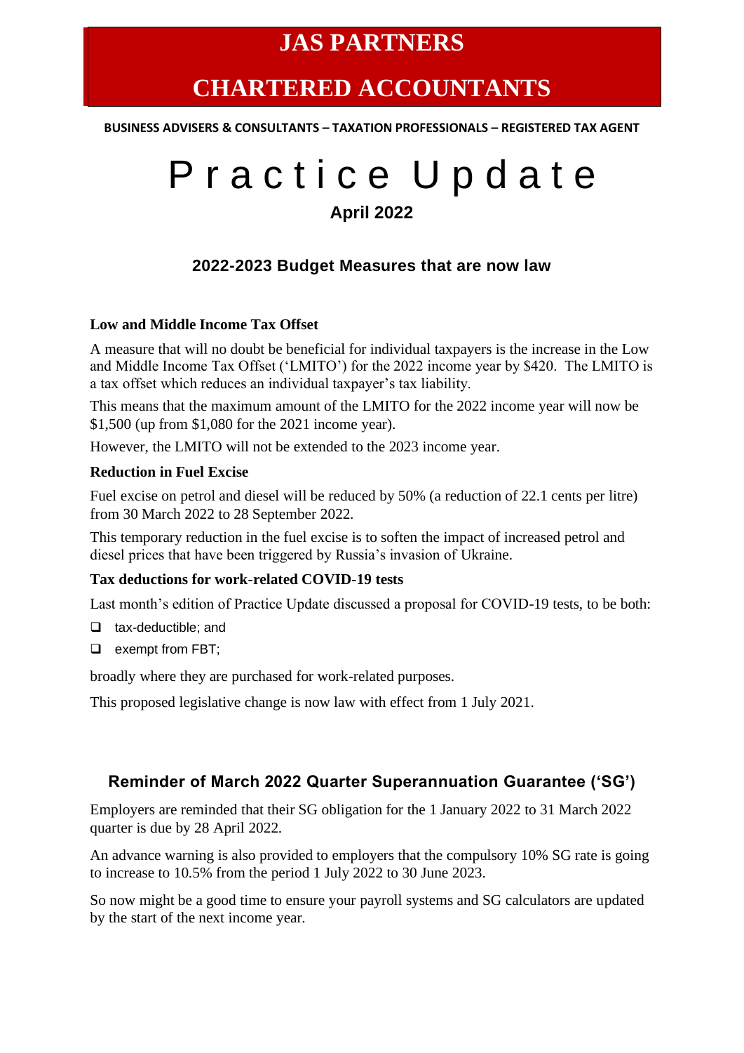# JAS PARTNERS

# CHARTERED ACCOUNTANTS

**BUSINESS ADVISERS & CONSULTANTS – TAXATION PROFESSIONALS – REGISTERED TAX AGENT**

# Practice Update

**April 2022**

## 2022-2023 Budget Measures that are now law

### Low and Middle Income Tax Offset

A measure that will no doubt be beneficial for individual taxpayers is the increase in the Low and Middle Income Tax Offset ('LMITO') for the 2022 income year by $420. The LMITO is a tax offset which reduces an individual taxpayer's tax liability.

This means that the maximum amount of the LMITO for the 2022 income year will now be $1,500 (up from $1,080 for the 2021 income year).

However, the LMITO will not be extended to the 2023 income year.

### Reduction in Fuel Excise

Fuel excise on petrol and diesel will be reduced by 50% (a reduction of 22.1 cents per litre) from 30 March 2022 to 28 September 2022.

This temporary reduction in the fuel excise is to soften the impact of increased petrol and diesel prices that have been triggered by Russia's invasion of Ukraine.

### Tax deductions for work-related COVID-19 tests

Last month's edition of Practice Update discussed a proposal for COVID-19 tests, to be both:

- tax-deductible; and
- exempt from FBT;

broadly where they are purchased for work-related purposes.

This proposed legislative change is now law with effect from 1 July 2021.

## Reminder of March 2022 Quarter Superannuation Guarantee ('SG')

Employers are reminded that their SG obligation for the 1 January 2022 to 31 March 2022 quarter is due by 28 April 2022.

An advance warning is also provided to employers that the compulsory 10% SG rate is going to increase to 10.5% from the period 1 July 2022 to 30 June 2023.

So now might be a good time to ensure your payroll systems and SG calculators are updated by the start of the next income year.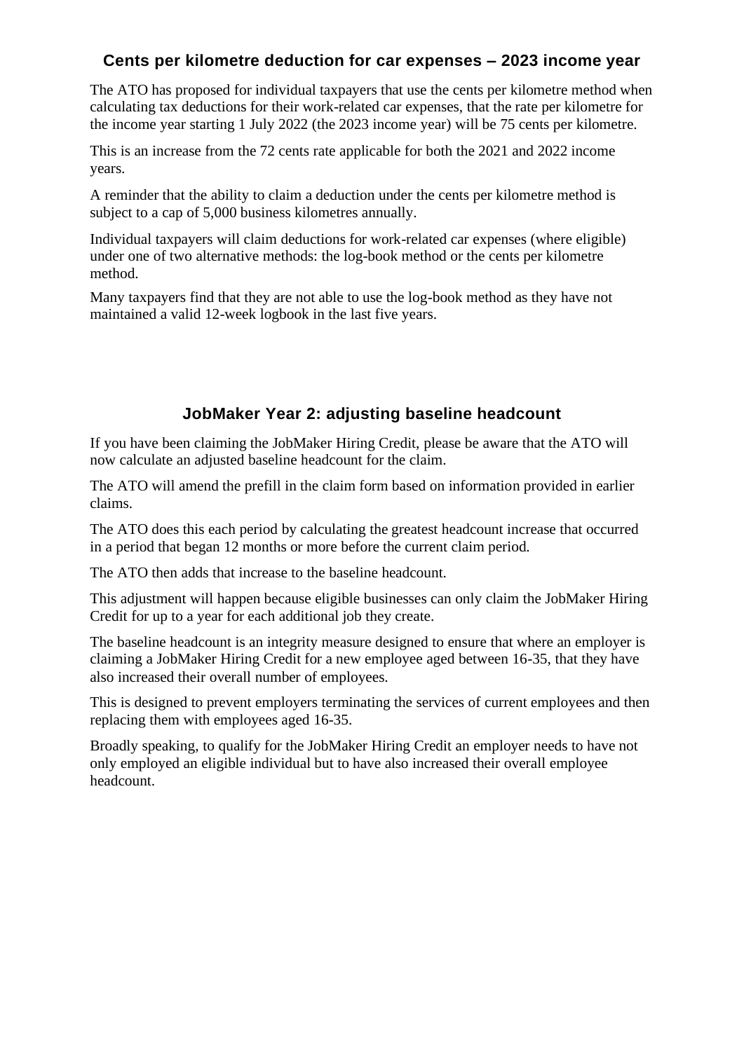## Cents per kilometre deduction for car expenses – 2023 income year

The ATO has proposed for individual taxpayers that use the cents per kilometre method when calculating tax deductions for their work-related car expenses, that the rate per kilometre for the income year starting 1 July 2022 (the 2023 income year) will be 75 cents per kilometre.

This is an increase from the 72 cents rate applicable for both the 2021 and 2022 income years.

A reminder that the ability to claim a deduction under the cents per kilometre method is subject to a cap of 5,000 business kilometres annually.

Individual taxpayers will claim deductions for work-related car expenses (where eligible) under one of two alternative methods: the log-book method or the cents per kilometre method.

Many taxpayers find that they are not able to use the log-book method as they have not maintained a valid 12-week logbook in the last five years.

## JobMaker Year 2: adjusting baseline headcount

If you have been claiming the JobMaker Hiring Credit, please be aware that the ATO will now calculate an adjusted baseline headcount for the claim.

The ATO will amend the prefill in the claim form based on information provided in earlier claims.

The ATO does this each period by calculating the greatest headcount increase that occurred in a period that began 12 months or more before the current claim period.

The ATO then adds that increase to the baseline headcount.

This adjustment will happen because eligible businesses can only claim the JobMaker Hiring Credit for up to a year for each additional job they create.

The baseline headcount is an integrity measure designed to ensure that where an employer is claiming a JobMaker Hiring Credit for a new employee aged between 16-35, that they have also increased their overall number of employees.

This is designed to prevent employers terminating the services of current employees and then replacing them with employees aged 16-35.

Broadly speaking, to qualify for the JobMaker Hiring Credit an employer needs to have not only employed an eligible individual but to have also increased their overall employee headcount.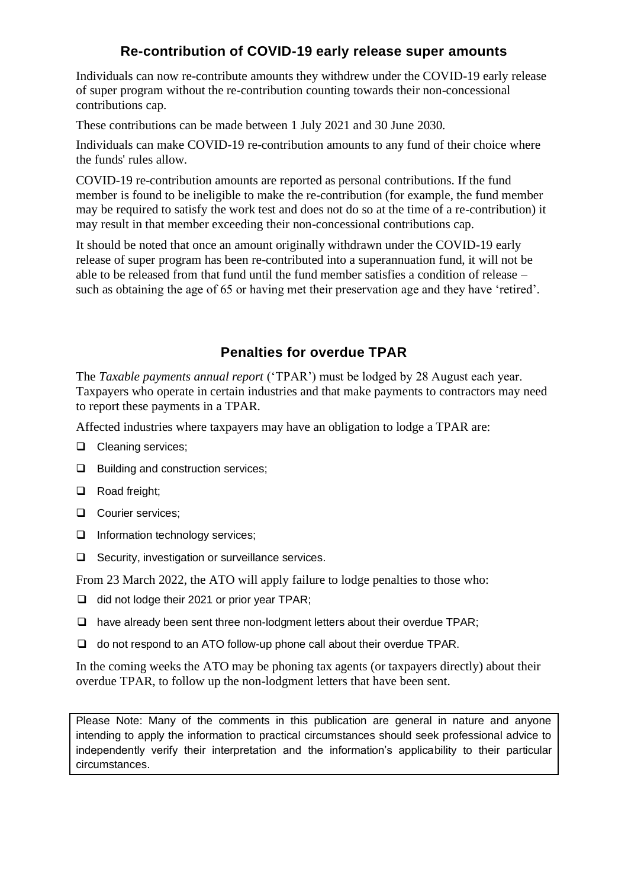## Re-contribution of COVID-19 early release super amounts

Individuals can now re-contribute amounts they withdrew under the COVID-19 early release of super program without the re-contribution counting towards their non-concessional contributions cap.

These contributions can be made between 1 July 2021 and 30 June 2030.

Individuals can make COVID-19 re-contribution amounts to any fund of their choice where the funds' rules allow.

COVID-19 re-contribution amounts are reported as personal contributions. If the fund member is found to be ineligible to make the re-contribution (for example, the fund member may be required to satisfy the work test and does not do so at the time of a re-contribution) it may result in that member exceeding their non-concessional contributions cap.

It should be noted that once an amount originally withdrawn under the COVID-19 early release of super program has been re-contributed into a superannuation fund, it will not be able to be released from that fund until the fund member satisfies a condition of release – such as obtaining the age of 65 or having met their preservation age and they have 'retired'.

## Penalties for overdue TPAR

The *Taxable payments annual report* ('TPAR') must be lodged by 28 August each year. Taxpayers who operate in certain industries and that make payments to contractors may need to report these payments in a TPAR.

Affected industries where taxpayers may have an obligation to lodge a TPAR are:

- Cleaning services;
- Building and construction services;
- Road freight;
- Courier services;
- Information technology services;
- Security, investigation or surveillance services.

From 23 March 2022, the ATO will apply failure to lodge penalties to those who:

- did not lodge their 2021 or prior year TPAR;
- have already been sent three non-lodgment letters about their overdue TPAR;
- do not respond to an ATO follow-up phone call about their overdue TPAR.

In the coming weeks the ATO may be phoning tax agents (or taxpayers directly) about their overdue TPAR, to follow up the non-lodgment letters that have been sent.

Please Note: Many of the comments in this publication are general in nature and anyone intending to apply the information to practical circumstances should seek professional advice to independently verify their interpretation and the information's applicability to their particular circumstances.